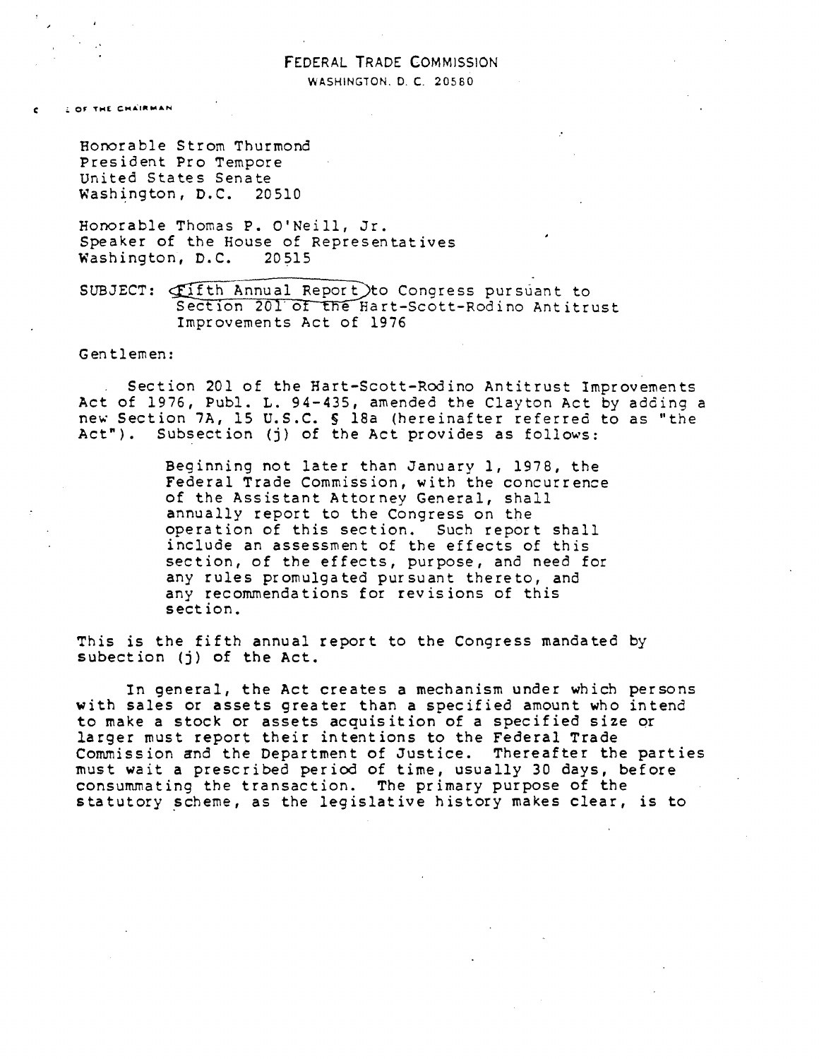# FEDERAL TRADE COMMISSION

WASHINGTON, D.C. 20580

OFFICE OF THE CHAIRMAN

Honorable Strom Thurmond
President Pro Tempore
United States Senate
Washington, D.C. 20510

Honorable Thomas P. O'Neill, Jr.
Speaker of the House of Representatives
Washington, D.C. 20515

SUBJECT: Fifth Annual Report to Congress pursuant to Section 201 of the Hart-Scott-Rodino Antitrust Improvements Act of 1976

Gentlemen:

Section 201 of the Hart-Scott-Rodino Antitrust Improvements Act of 1976, Publ. L. 94-435, amended the Clayton Act by adding a new Section 7A, 15 U.S.C. § 18a (hereinafter referred to as "the Act"). Subsection (j) of the Act provides as follows:

> Beginning not later than January 1, 1978, the Federal Trade Commission, with the concurrence of the Assistant Attorney General, shall annually report to the Congress on the operation of this section. Such report shall include an assessment of the effects of this section, of the effects, purpose, and need for any rules promulgated pursuant thereto, and any recommendations for revisions of this section.

This is the fifth annual report to the Congress mandated by subection (j) of the Act.

In general, the Act creates a mechanism under which persons with sales or assets greater than a specified amount who intend to make a stock or assets acquisition of a specified size or larger must report their intentions to the Federal Trade Commission and the Department of Justice. Thereafter the parties must wait a prescribed period of time, usually 30 days, before consummating the transaction. The primary purpose of the statutory scheme, as the legislative history makes clear, is to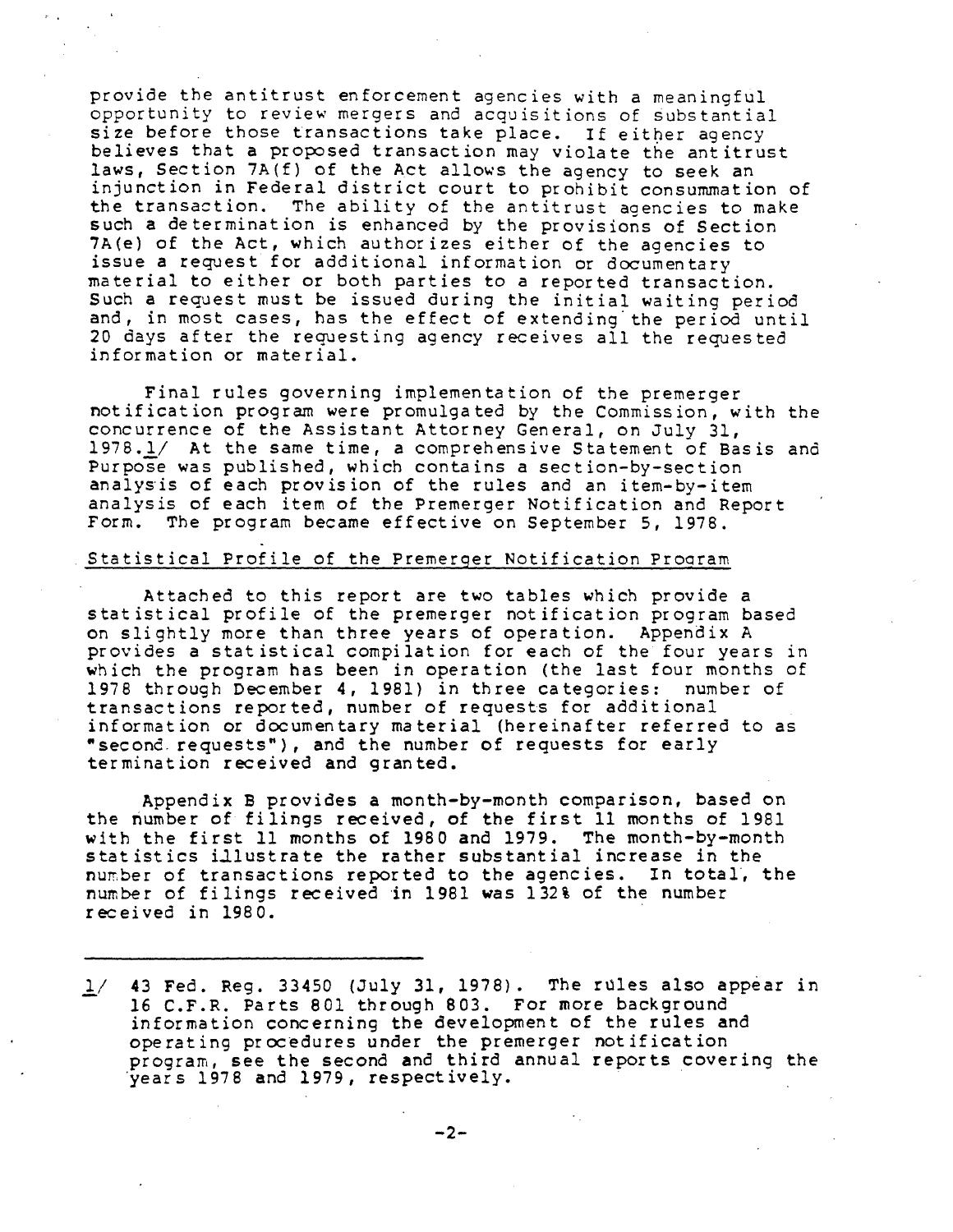provide the antitrust enforcement agencies with a meaningful opportunity to review mergers and acquisitions of substantial size before those transactions take place. If either agency believes that a proposed transaction may violate the antitrust laws, Section 7A(f) of the Act allows the agency to seek an injunction in Federal district court to prohibit consummation of the transaction. The ability of the antitrust agencies to make such a determination is enhanced by the provisions of Section 7A(e) of the Act, which authorizes either of the agencies to issue a request for additional information or documentary material to either or both parties to a reported transaction. Such a request must be issued during the initial waiting period and, in most cases, has the effect of extending the period until 20 days after the requesting agency receives all the requested information or material.

Final rules governing implementation of the premerger notification program were promulgated by the Commission, with the concurrence of the Assistant Attorney General, on July 31, 1978.[1] At the same time, a comprehensive Statement of Basis and Purpose was published, which contains a section-by-section analysis of each provision of the rules and an item-by-item analysis of each item of the Premerger Notification and Report Form. The program became effective on September 5, 1978.

## Statistical Profile of the Premerger Notification Program

Attached to this report are two tables which provide a statistical profile of the premerger notification program based on slightly more than three years of operation. Appendix A provides a statistical compilation for each of the four years in which the program has been in operation (the last four months of 1978 through December 4, 1981) in three categories: number of transactions reported, number of requests for additional information or documentary material (hereinafter referred to as "second requests"), and the number of requests for early termination received and granted.

Appendix B provides a month-by-month comparison, based on the number of filings received, of the first 11 months of 1981 with the first 11 months of 1980 and 1979. The month-by-month statistics illustrate the rather substantial increase in the number of transactions reported to the agencies. In total, the number of filings received in 1981 was 132% of the number received in 1980.

---

1/ 43 Fed. Reg. 33450 (July 31, 1978). The rules also appear in 16 C.F.R. Parts 801 through 803. For more background information concerning the development of the rules and operating procedures under the premerger notification program, see the second and third annual reports covering the years 1978 and 1979, respectively.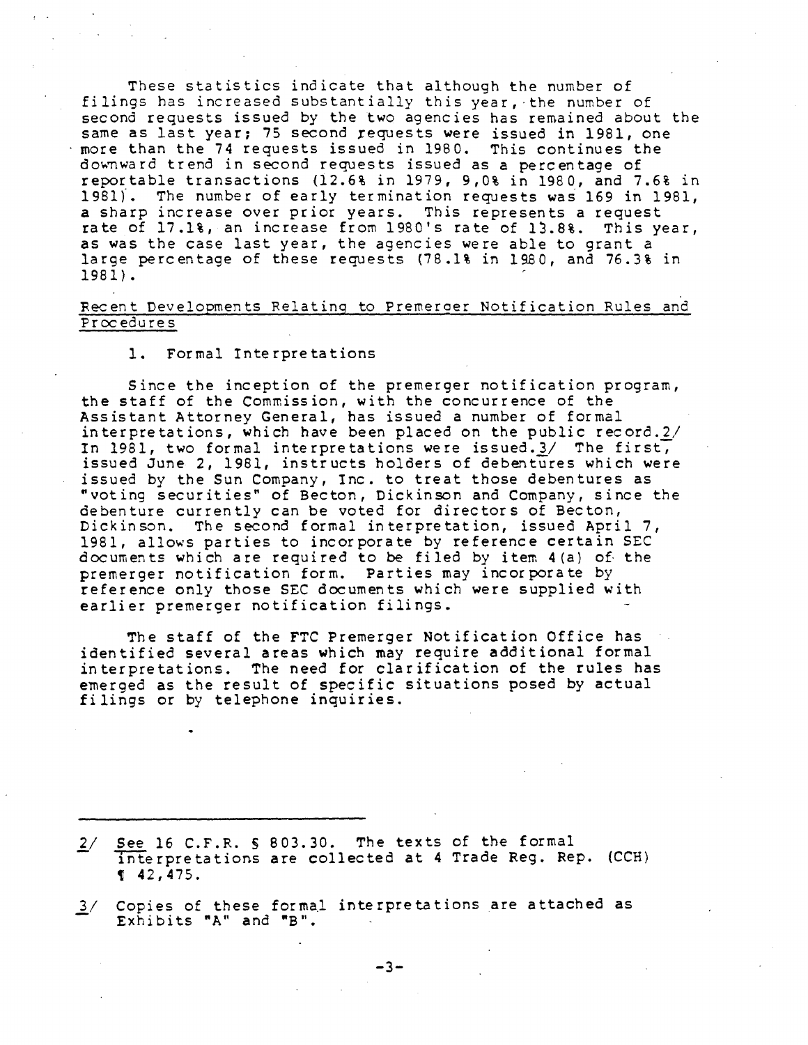These statistics indicate that although the number of filings has increased substantially this year, the number of second requests issued by the two agencies has remained about the same as last year; 75 second requests were issued in 1981, one more than the 74 requests issued in 1980. This continues the downward trend in second requests issued as a percentage of reportable transactions (12.6% in 1979, 9.0% in 1980, and 7.6% in 1981). The number of early termination requests was 169 in 1981, a sharp increase over prior years. This represents a request rate of 17.1%, an increase from 1980's rate of 13.8%. This year, as was the case last year, the agencies were able to grant a large percentage of these requests (78.1% in 1980, and 76.3% in 1981).

## Recent Developments Relating to Premerger Notification Rules and Procedures

### 1. Formal Interpretations

Since the inception of the premerger notification program, the staff of the Commission, with the concurrence of the Assistant Attorney General, has issued a number of formal interpretations, which have been placed on the public record.[2] In 1981, two formal interpretations were issued.[3] The first, issued June 2, 1981, instructs holders of debentures which were issued by the Sun Company, Inc. to treat those debentures as "voting securities" of Becton, Dickinson and Company, since the debenture currently can be voted for directors of Becton, Dickinson. The second formal interpretation, issued April 7, 1981, allows parties to incorporate by reference certain SEC documents which are required to be filed by item 4(a) of the premerger notification form. Parties may incorporate by reference only those SEC documents which were supplied with earlier premerger notification filings.

The staff of the FTC Premerger Notification Office has identified several areas which may require additional formal interpretations. The need for clarification of the rules has emerged as the result of specific situations posed by actual filings or by telephone inquiries.

---

2/ See 16 C.F.R. § 803.30. The texts of the formal interpretations are collected at 4 Trade Reg. Rep. (CCH) ¶ 42,475.

3/ Copies of these formal interpretations are attached as Exhibits "A" and "B".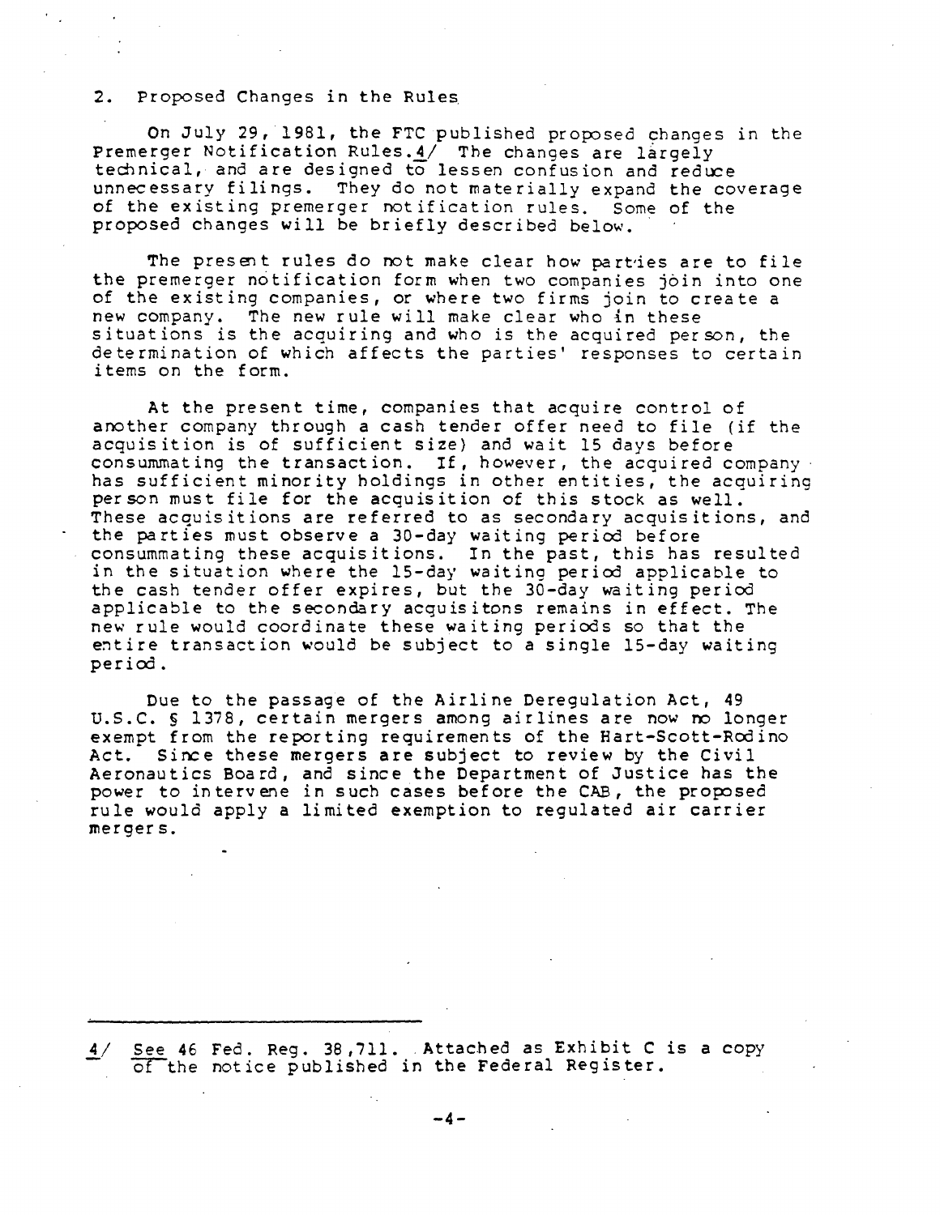2. Proposed Changes in the Rules

On July 29, 1981, the FTC published proposed changes in the Premerger Notification Rules.[4] The changes are largely technical, and are designed to lessen confusion and reduce unnecessary filings. They do not materially expand the coverage of the existing premerger notification rules. Some of the proposed changes will be briefly described below.

The present rules do not make clear how parties are to file the premerger notification form when two companies join into one of the existing companies, or where two firms join to create a new company. The new rule will make clear who in these situations is the acquiring and who is the acquired person, the determination of which affects the parties' responses to certain items on the form.

At the present time, companies that acquire control of another company through a cash tender offer need to file (if the acquisition is of sufficient size) and wait 15 days before consummating the transaction. If, however, the acquired company has sufficient minority holdings in other entities, the acquiring person must file for the acquisition of this stock as well. These acquisitions are referred to as secondary acquisitions, and the parties must observe a 30-day waiting period before consummating these acquisitions. In the past, this has resulted in the situation where the 15-day waiting period applicable to the cash tender offer expires, but the 30-day waiting period applicable to the secondary acquisitons remains in effect. The new rule would coordinate these waiting periods so that the entire transaction would be subject to a single 15-day waiting period.

Due to the passage of the Airline Deregulation Act, 49 U.S.C. § 1378, certain mergers among airlines are now no longer exempt from the reporting requirements of the Hart-Scott-Rodino Act. Since these mergers are subject to review by the Civil Aeronautics Board, and since the Department of Justice has the power to intervene in such cases before the CAB, the proposed rule would apply a limited exemption to regulated air carrier mergers.

---

[4] *See* 46 Fed. Reg. 38,711. Attached as Exhibit C is a copy of the notice published in the Federal Register.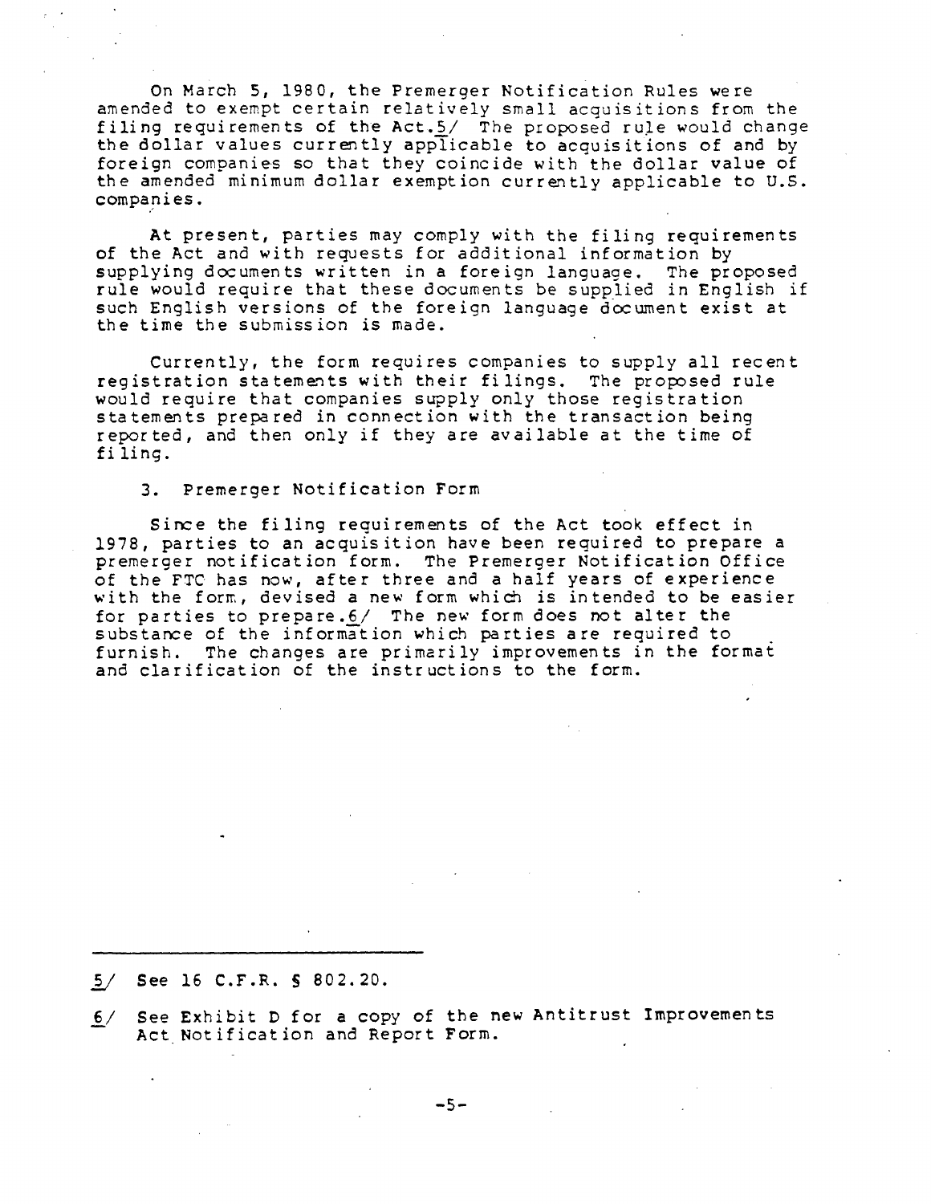On March 5, 1980, the Premerger Notification Rules were amended to exempt certain relatively small acquisitions from the filing requirements of the Act.[5] The proposed rule would change the dollar values currently applicable to acquisitions of and by foreign companies so that they coincide with the dollar value of the amended minimum dollar exemption currently applicable to U.S. companies.

At present, parties may comply with the filing requirements of the Act and with requests for additional information by supplying documents written in a foreign language. The proposed rule would require that these documents be supplied in English if such English versions of the foreign language document exist at the time the submission is made.

Currently, the form requires companies to supply all recent registration statements with their filings. The proposed rule would require that companies supply only those registration statements prepared in connection with the transaction being reported, and then only if they are available at the time of filing.

3. Premerger Notification Form

Since the filing requirements of the Act took effect in 1978, parties to an acquisition have been required to prepare a premerger notification form. The Premerger Notification Office of the FTC has now, after three and a half years of experience with the form, devised a new form which is intended to be easier for parties to prepare.[6] The new form does not alter the substance of the information which parties are required to furnish. The changes are primarily improvements in the format and clarification of the instructions to the form.

---

5/ See 16 C.F.R. § 802.20.

6/ See Exhibit D for a copy of the new Antitrust Improvements Act Notification and Report Form.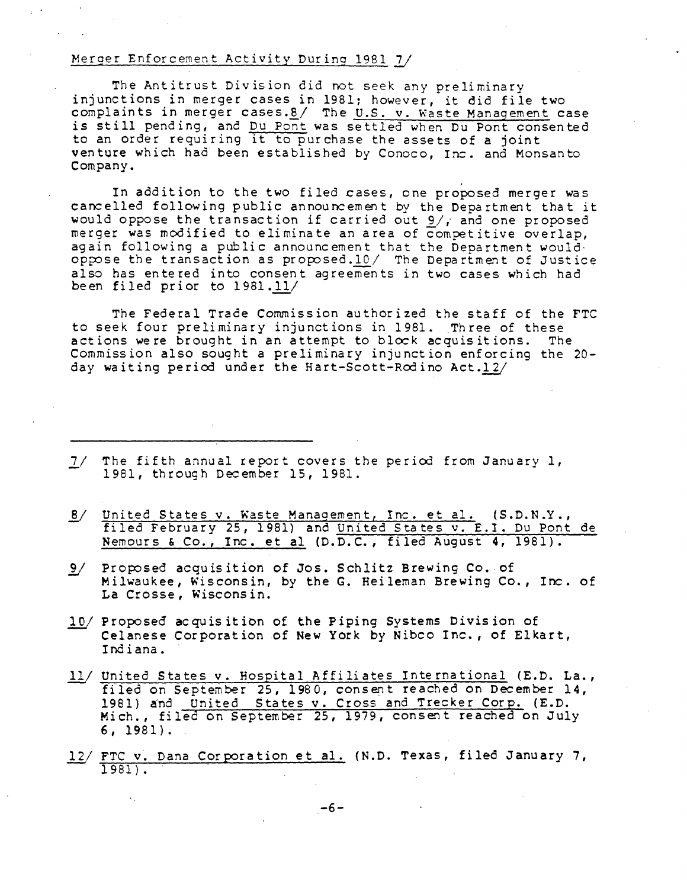Merger Enforcement Activity During 1981 7/

The Antitrust Division did not seek any preliminary injunctions in merger cases in 1981; however, it did file two complaints in merger cases.8/ The U.S. v. Waste Management case is still pending, and Du Pont was settled when Du Pont consented to an order requiring it to purchase the assets of a joint venture which had been established by Conoco, Inc. and Monsanto Company.

In addition to the two filed cases, one proposed merger was cancelled following public announcement by the Department that it would oppose the transaction if carried out 9/, and one proposed merger was modified to eliminate an area of competitive overlap, again following a public announcement that the Department would oppose the transaction as proposed.10/ The Department of Justice also has entered into consent agreements in two cases which had been filed prior to 1981.11/

The Federal Trade Commission authorized the staff of the FTC to seek four preliminary injunctions in 1981. Three of these actions were brought in an attempt to block acquisitions. The Commission also sought a preliminary injunction enforcing the 20-day waiting period under the Hart-Scott-Rodino Act.12/

---

7/ The fifth annual report covers the period from January 1, 1981, through December 15, 1981.

8/ United States v. Waste Management, Inc. et al. (S.D.N.Y., filed February 25, 1981) and United States v. E.I. Du Pont de Nemours & Co., Inc. et al (D.D.C., filed August 4, 1981).

9/ Proposed acquisition of Jos. Schlitz Brewing Co. of Milwaukee, Wisconsin, by the G. Heileman Brewing Co., Inc. of La Crosse, Wisconsin.

10/ Proposed acquisition of the Piping Systems Division of Celanese Corporation of New York by Nibco Inc., of Elkart, Indiana.

11/ United States v. Hospital Affiliates International (E.D. La., filed on September 25, 1980, consent reached on December 14, 1981) and United States v. Cross and Trecker Corp. (E.D. Mich., filed on September 25, 1979, consent reached on July 6, 1981).

12/ FTC v. Dana Corporation et al. (N.D. Texas, filed January 7, 1981).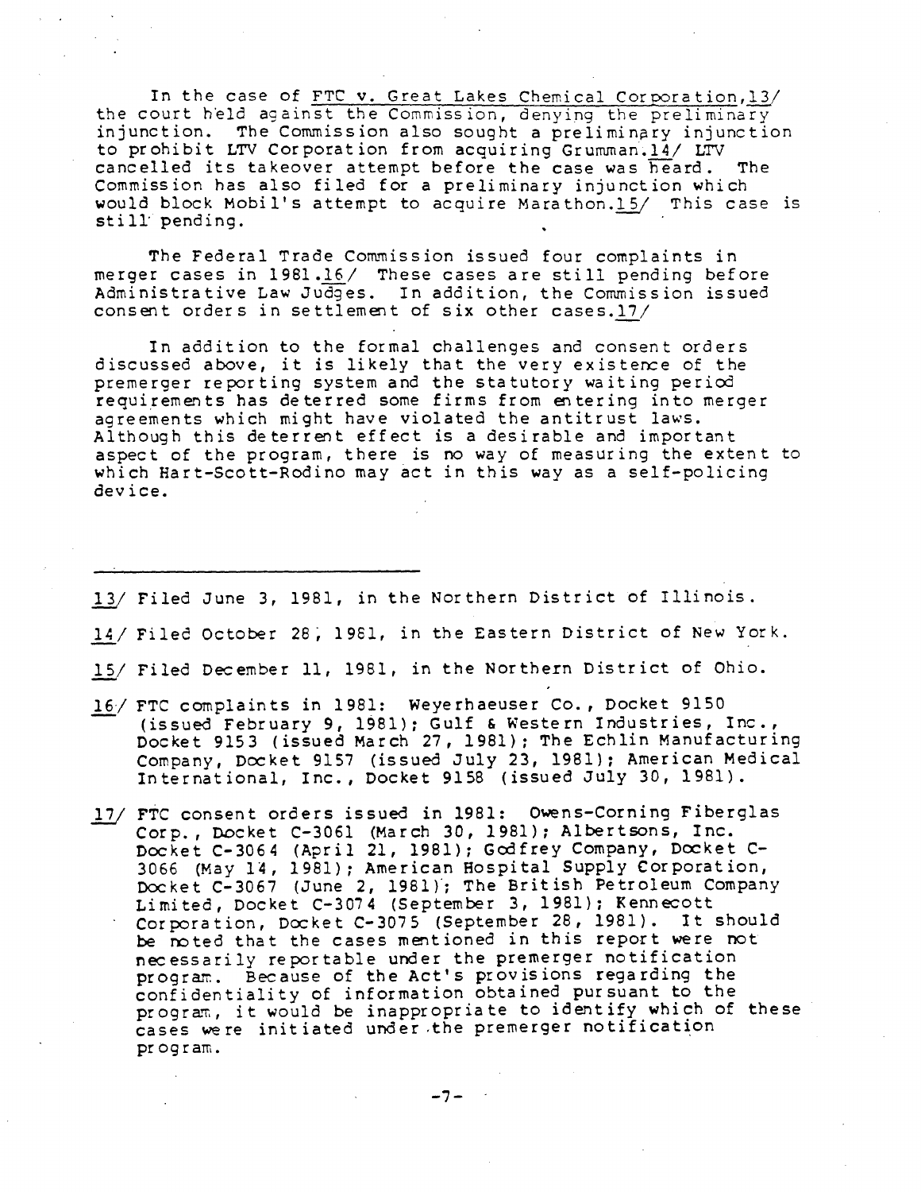In the case of FTC v. Great Lakes Chemical Corporation,13/ the court held against the Commission, denying the preliminary injunction. The Commission also sought a preliminary injunction to prohibit LTV Corporation from acquiring Grumman.14/ LTV cancelled its takeover attempt before the case was heard. The Commission has also filed for a preliminary injunction which would block Mobil's attempt to acquire Marathon.15/ This case is still pending.

The Federal Trade Commission issued four complaints in merger cases in 1981.16/ These cases are still pending before Administrative Law Judges. In addition, the Commission issued consent orders in settlement of six other cases.17/

In addition to the formal challenges and consent orders discussed above, it is likely that the very existence of the premerger reporting system and the statutory waiting period requirements has deterred some firms from entering into merger agreements which might have violated the antitrust laws. Although this deterrent effect is a desirable and important aspect of the program, there is no way of measuring the extent to which Hart-Scott-Rodino may act in this way as a self-policing device.

---

13/ Filed June 3, 1981, in the Northern District of Illinois.

14/ Filed October 28, 1981, in the Eastern District of New York.

15/ Filed December 11, 1981, in the Northern District of Ohio.

16/ FTC complaints in 1981: Weyerhaeuser Co., Docket 9150 (issued February 9, 1981); Gulf & Western Industries, Inc., Docket 9153 (issued March 27, 1981); The Echlin Manufacturing Company, Docket 9157 (issued July 23, 1981); American Medical International, Inc., Docket 9158 (issued July 30, 1981).

17/ FTC consent orders issued in 1981: Owens-Corning Fiberglas Corp., Docket C-3061 (March 30, 1981); Albertsons, Inc. Docket C-3064 (April 21, 1981); Godfrey Company, Docket C-3066 (May 14, 1981); American Hospital Supply Corporation, Docket C-3067 (June 2, 1981); The British Petroleum Company Limited, Docket C-3074 (September 3, 1981); Kennecott Corporation, Docket C-3075 (September 28, 1981). It should be noted that the cases mentioned in this report were not necessarily reportable under the premerger notification program. Because of the Act's provisions regarding the confidentiality of information obtained pursuant to the program, it would be inappropriate to identify which of these cases were initiated under the premerger notification program.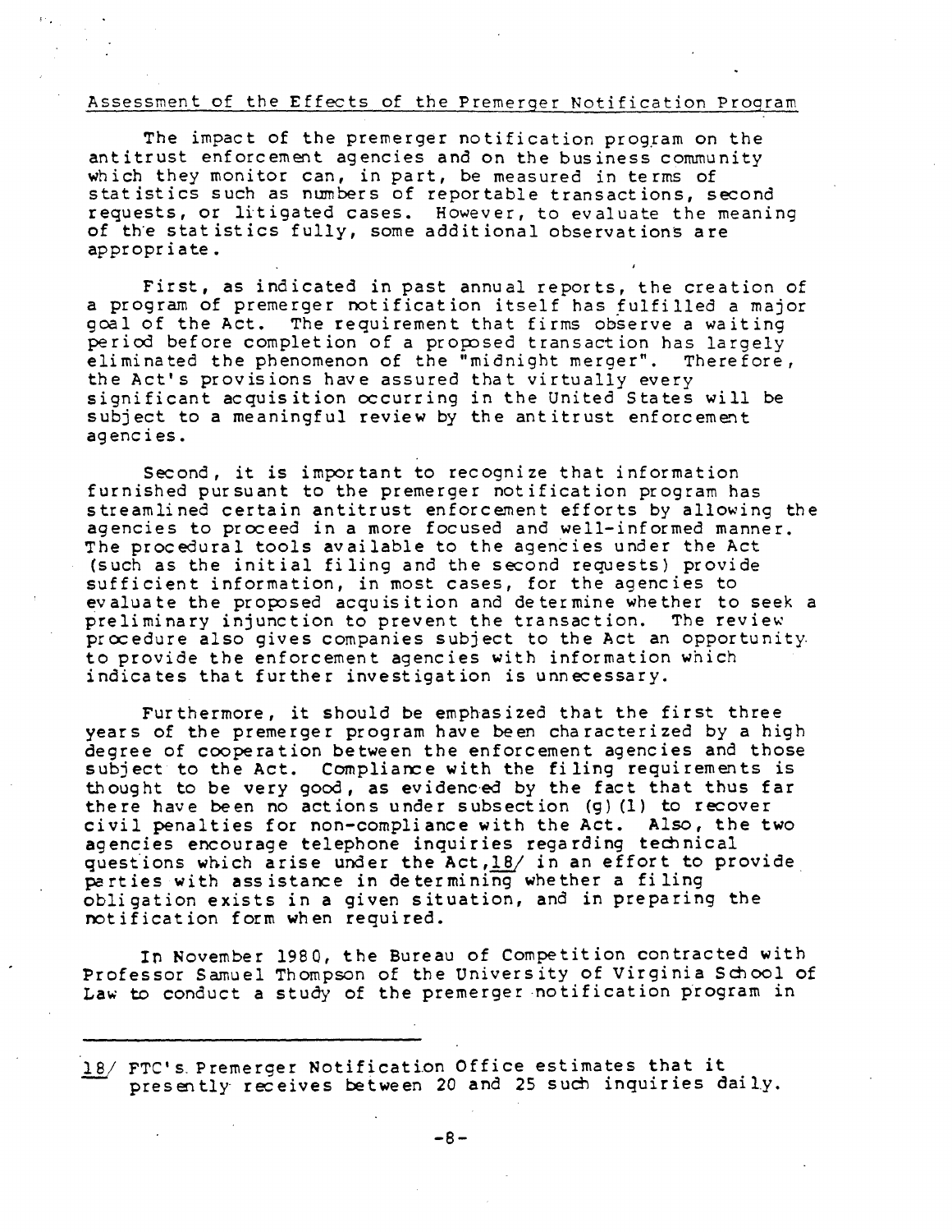Assessment of the Effects of the Premerger Notification Program

The impact of the premerger notification program on the antitrust enforcement agencies and on the business community which they monitor can, in part, be measured in terms of statistics such as numbers of reportable transactions, second requests, or litigated cases. However, to evaluate the meaning of the statistics fully, some additional observations are appropriate.

First, as indicated in past annual reports, the creation of a program of premerger notification itself has fulfilled a major goal of the Act. The requirement that firms observe a waiting period before completion of a proposed transaction has largely eliminated the phenomenon of the "midnight merger". Therefore, the Act's provisions have assured that virtually every significant acquisition occurring in the United States will be subject to a meaningful review by the antitrust enforcement agencies.

Second, it is important to recognize that information furnished pursuant to the premerger notification program has streamlined certain antitrust enforcement efforts by allowing the agencies to proceed in a more focused and well-informed manner. The procedural tools available to the agencies under the Act (such as the initial filing and the second requests) provide sufficient information, in most cases, for the agencies to evaluate the proposed acquisition and determine whether to seek a preliminary injunction to prevent the transaction. The review procedure also gives companies subject to the Act an opportunity to provide the enforcement agencies with information which indicates that further investigation is unnecessary.

Furthermore, it should be emphasized that the first three years of the premerger program have been characterized by a high degree of cooperation between the enforcement agencies and those subject to the Act. Compliance with the filing requirements is thought to be very good, as evidenced by the fact that thus far there have been no actions under subsection (g)(1) to recover civil penalties for non-compliance with the Act. Also, the two agencies encourage telephone inquiries regarding technical questions which arise under the Act,18/ in an effort to provide parties with assistance in determining whether a filing obligation exists in a given situation, and in preparing the notification form when required.

In November 1980, the Bureau of Competition contracted with Professor Samuel Thompson of the University of Virginia School of Law to conduct a study of the premerger notification program in

---

18/ FTC's Premerger Notification Office estimates that it presently receives between 20 and 25 such inquiries daily.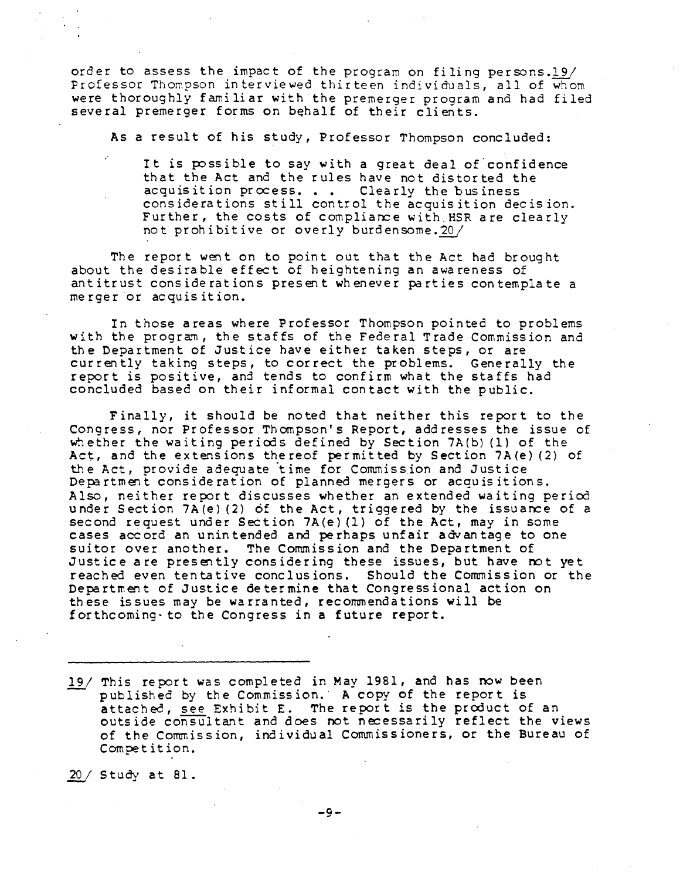order to assess the impact of the program on filing persons.[19] Professor Thompson interviewed thirteen individuals, all of whom were thoroughly familiar with the premerger program and had filed several premerger forms on behalf of their clients.

As a result of his study, Professor Thompson concluded:

> It is possible to say with a great deal of confidence that the Act and the rules have not distorted the acquisition process. . . Clearly the business considerations still control the acquisition decision. Further, the costs of compliance with HSR are clearly not prohibitive or overly burdensome.[20]

The report went on to point out that the Act had brought about the desirable effect of heightening an awareness of antitrust considerations present whenever parties contemplate a merger or acquisition.

In those areas where Professor Thompson pointed to problems with the program, the staffs of the Federal Trade Commission and the Department of Justice have either taken steps, or are currently taking steps, to correct the problems. Generally the report is positive, and tends to confirm what the staffs had concluded based on their informal contact with the public.

Finally, it should be noted that neither this report to the Congress, nor Professor Thompson's Report, addresses the issue of whether the waiting periods defined by Section 7A(b)(1) of the Act, and the extensions thereof permitted by Section 7A(e)(2) of the Act, provide adequate time for Commission and Justice Department consideration of planned mergers or acquisitions. Also, neither report discusses whether an extended waiting period under Section 7A(e)(2) of the Act, triggered by the issuance of a second request under Section 7A(e)(1) of the Act, may in some cases accord an unintended and perhaps unfair advantage to one suitor over another. The Commission and the Department of Justice are presently considering these issues, but have not yet reached even tentative conclusions. Should the Commission or the Department of Justice determine that Congressional action on these issues may be warranted, recommendations will be forthcoming to the Congress in a future report.

---

19/ This report was completed in May 1981, and has now been published by the Commission. A copy of the report is attached, *see* Exhibit E. The report is the product of an outside consultant and does not necessarily reflect the views of the Commission, individual Commissioners, or the Bureau of Competition.

20/ Study at 81.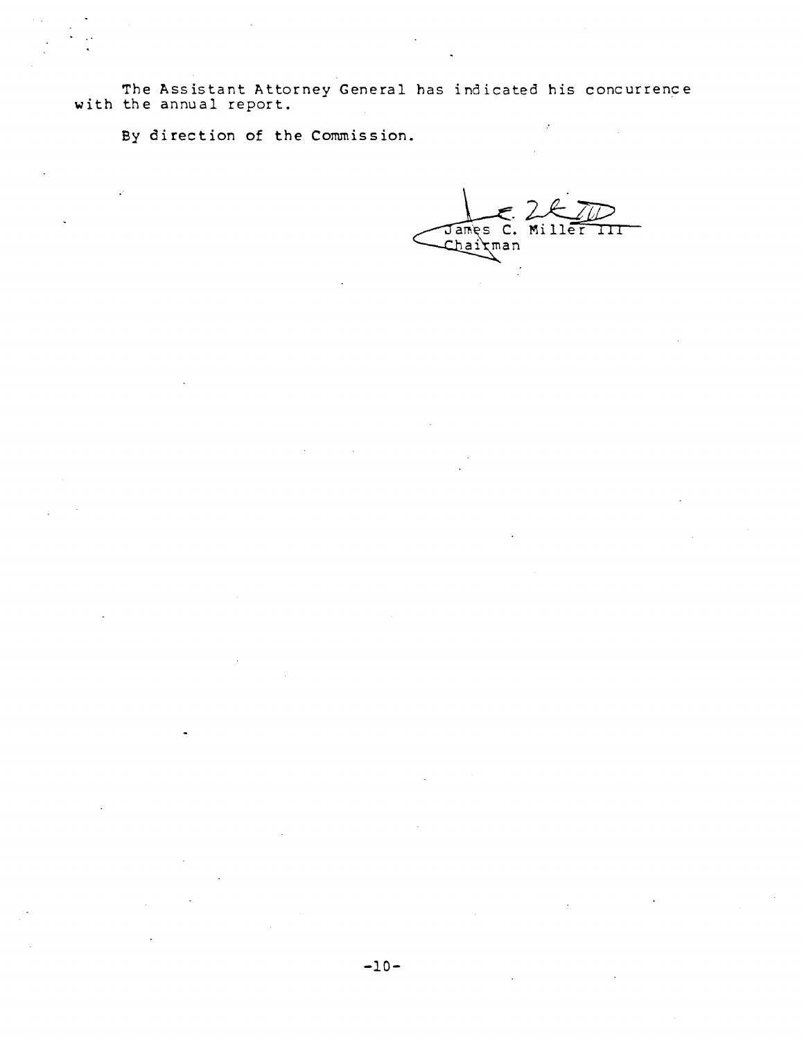The Assistant Attorney General has indicated his concurrence with the annual report.

By direction of the Commission.

James C. Miller III
Chairman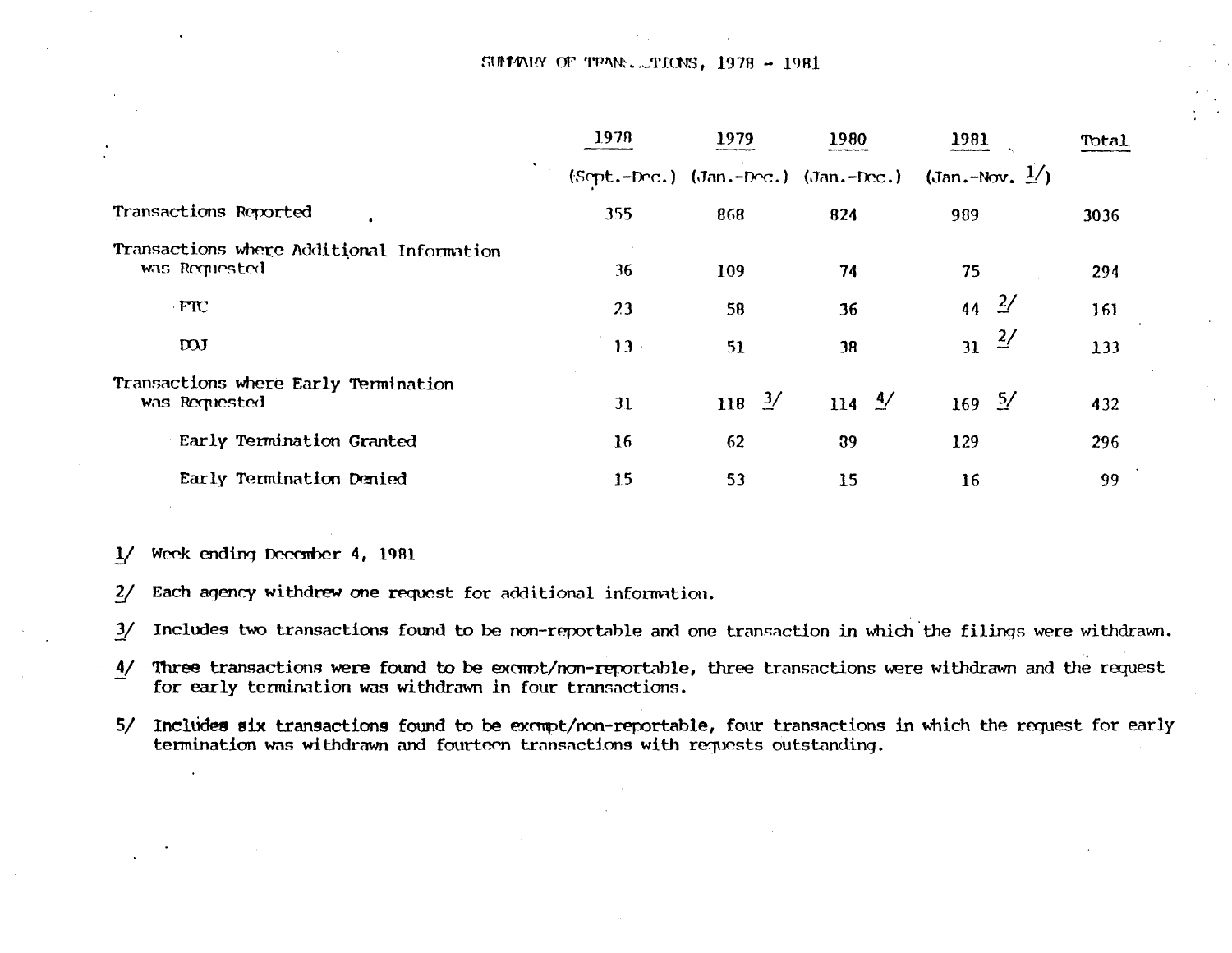# SUMMARY OF TRANSACTIONS, 1978 - 1981

| | 1978 (Sept.-Dec.) | 1979 (Jan.-Dec.) | 1980 (Jan.-Dec.) | 1981 (Jan.-Nov. 1/) | Total |
|---|---|---|---|---|---|
| Transactions Reported | 355 | 868 | 824 | 989 | 3036 |
| Transactions where Additional Information was Requested | 36 | 109 | 74 | 75 | 294 |
| FTC | 23 | 58 | 36 | 44 2/ | 161 |
| DOJ | 13 | 51 | 38 | 31 2/ | 133 |
| Transactions where Early Termination was Requested | 31 | 118 3/ | 114 4/ | 169 5/ | 432 |
| Early Termination Granted | 16 | 62 | 89 | 129 | 296 |
| Early Termination Denied | 15 | 53 | 15 | 16 | 99 |

1/ Week ending December 4, 1981

2/ Each agency withdrew one request for additional information.

3/ Includes two transactions found to be non-reportable and one transaction in which the filings were withdrawn.

4/ Three transactions were found to be exempt/non-reportable, three transactions were withdrawn and the request for early termination was withdrawn in four transactions.

5/ Includes six transactions found to be exempt/non-reportable, four transactions in which the request for early termination was withdrawn and fourteen transactions with requests outstanding.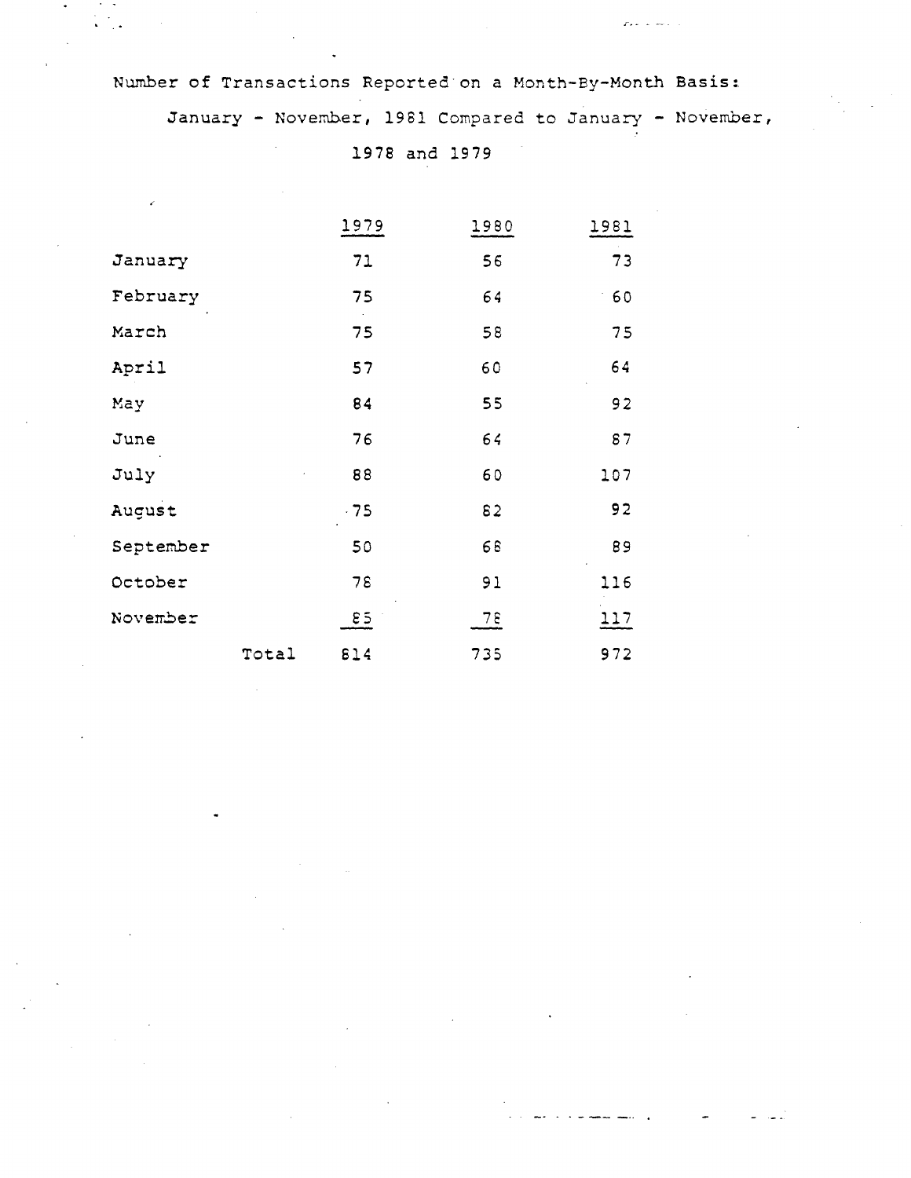Number of Transactions Reported on a Month-By-Month Basis:

January - November, 1981 Compared to January - November, 1978 and 1979

| | 1979 | 1980 | 1981 |
|---|---|---|---|
| January | 71 | 56 | 73 |
| February | 75 | 64 | 60 |
| March | 75 | 58 | 75 |
| April | 57 | 60 | 64 |
| May | 84 | 55 | 92 |
| June | 76 | 64 | 87 |
| July | 88 | 60 | 107 |
| August | 75 | 82 | 92 |
| September | 50 | 68 | 89 |
| October | 78 | 91 | 116 |
| November | 85 | 78 | 117 |
| Total | 814 | 735 | 972 |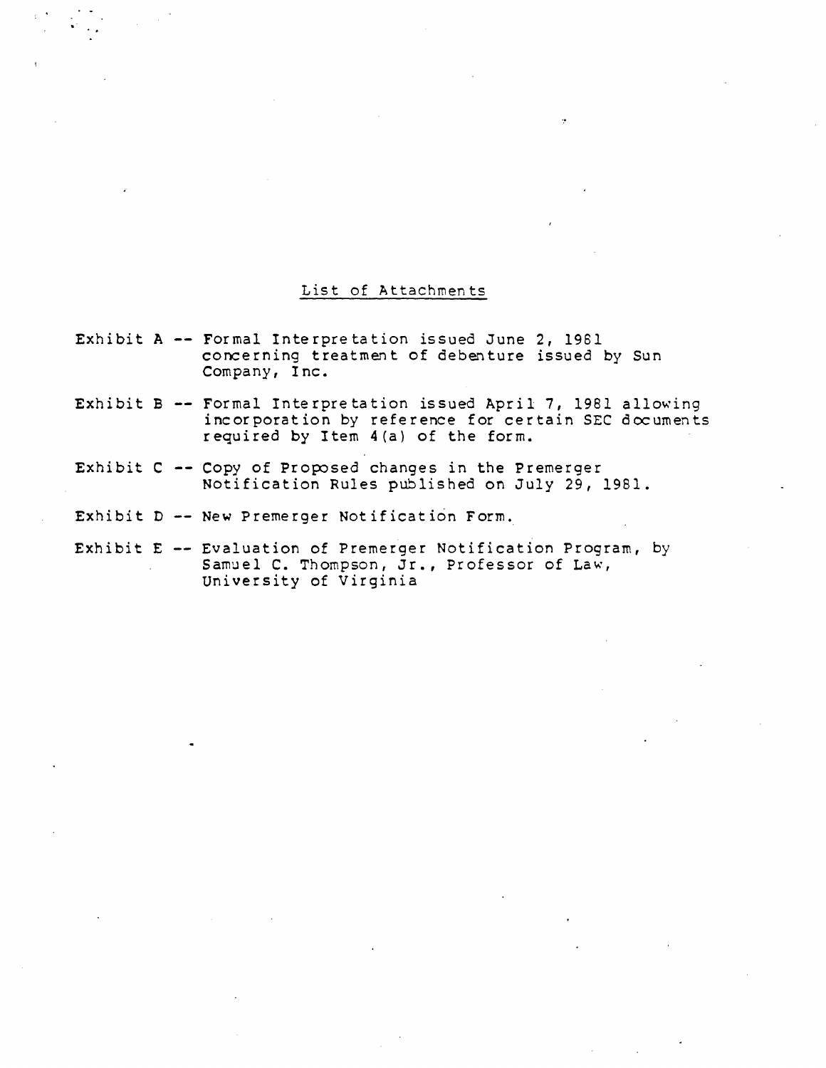## List of Attachments

Exhibit A -- Formal Interpretation issued June 2, 1981 concerning treatment of debenture issued by Sun Company, Inc.

Exhibit B -- Formal Interpretation issued April 7, 1981 allowing incorporation by reference for certain SEC documents required by Item 4(a) of the form.

Exhibit C -- Copy of Proposed changes in the Premerger Notification Rules published on July 29, 1981.

Exhibit D -- New Premerger Notification Form.

Exhibit E -- Evaluation of Premerger Notification Program, by Samuel C. Thompson, Jr., Professor of Law, University of Virginia